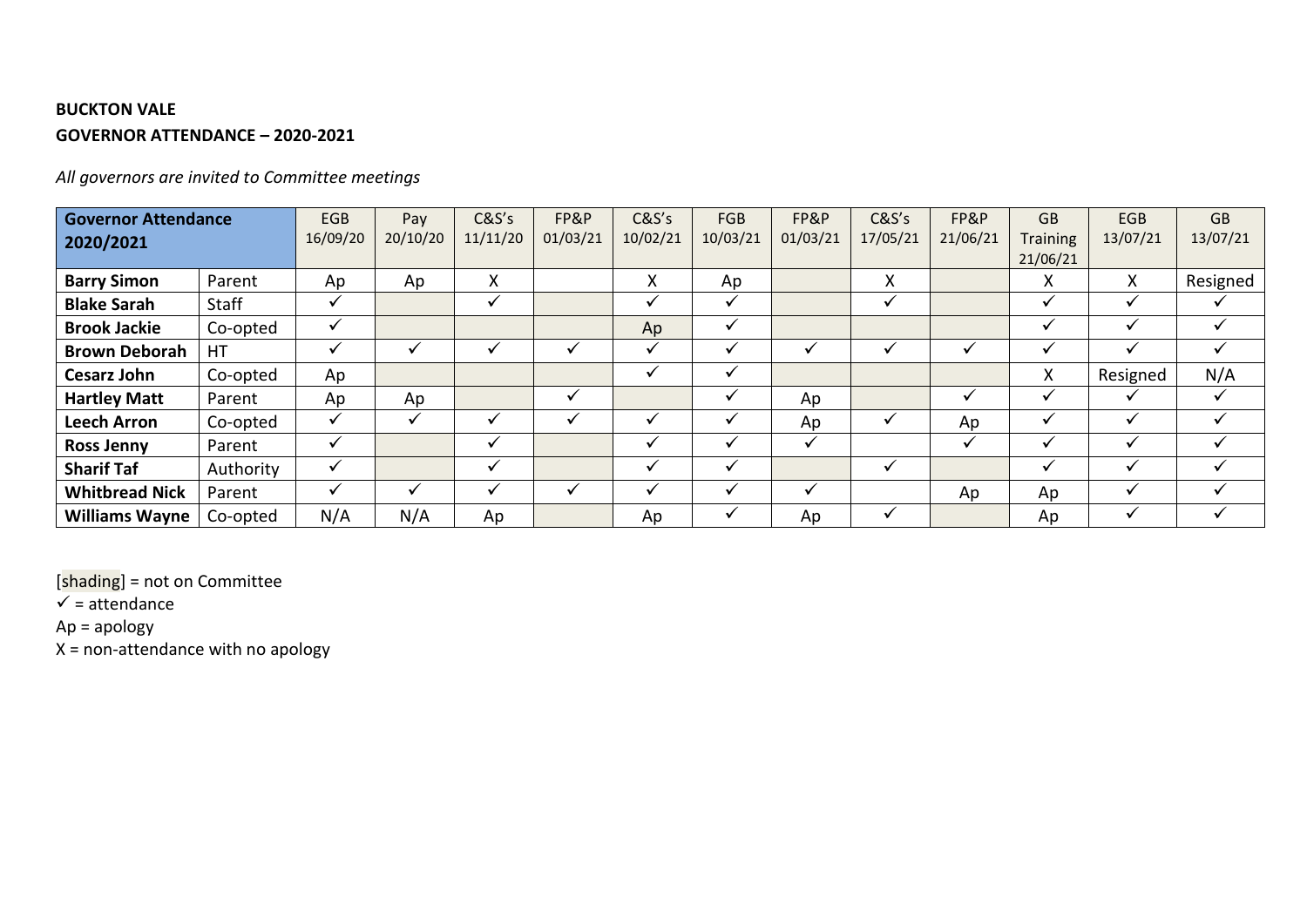**BUCKTON VALE**

**GOVERNOR ATTENDANCE – 2020-2021**

*All governors are invited to Committee meetings*

| **Governor Attendance 2020/2021** | | EGB 16/09/20 | Pay 20/10/20 | C&S's 11/11/20 | FP&P 01/03/21 | C&S's 10/02/21 | FGB 10/03/21 | FP&P 01/03/21 | C&S's 17/05/21 | FP&P 21/06/21 | GB Training 21/06/21 | EGB 13/07/21 | GB 13/07/21 |
|---|---|---|---|---|---|---|---|---|---|---|---|---|---|
| **Barry Simon** | Parent | Ap | Ap | X | | X | Ap | | X | | X | X | Resigned |
| **Blake Sarah** | Staff | ✓ | | ✓ | | ✓ | ✓ | | ✓ | | ✓ | ✓ | ✓ |
| **Brook Jackie** | Co-opted | ✓ | | | | Ap | ✓ | | | | ✓ | ✓ | ✓ |
| **Brown Deborah** | HT | ✓ | ✓ | ✓ | ✓ | ✓ | ✓ | ✓ | ✓ | ✓ | ✓ | ✓ | ✓ |
| **Cesarz John** | Co-opted | Ap | | | | ✓ | ✓ | | | | X | Resigned | N/A |
| **Hartley Matt** | Parent | Ap | Ap | | ✓ | | ✓ | Ap | | ✓ | ✓ | ✓ | ✓ |
| **Leech Arron** | Co-opted | ✓ | ✓ | ✓ | ✓ | ✓ | ✓ | Ap | ✓ | Ap | ✓ | ✓ | ✓ |
| **Ross Jenny** | Parent | ✓ | | ✓ | | ✓ | ✓ | ✓ | | ✓ | ✓ | ✓ | ✓ |
| **Sharif Taf** | Authority | ✓ | | ✓ | | ✓ | ✓ | | ✓ | | ✓ | ✓ | ✓ |
| **Whitbread Nick** | Parent | ✓ | ✓ | ✓ | ✓ | ✓ | ✓ | ✓ | | Ap | Ap | ✓ | ✓ |
| **Williams Wayne** | Co-opted | N/A | N/A | Ap | | Ap | ✓ | Ap | ✓ | | Ap | ✓ | ✓ |

[shading] = not on Committee

✓ = attendance

Ap = apology

X = non-attendance with no apology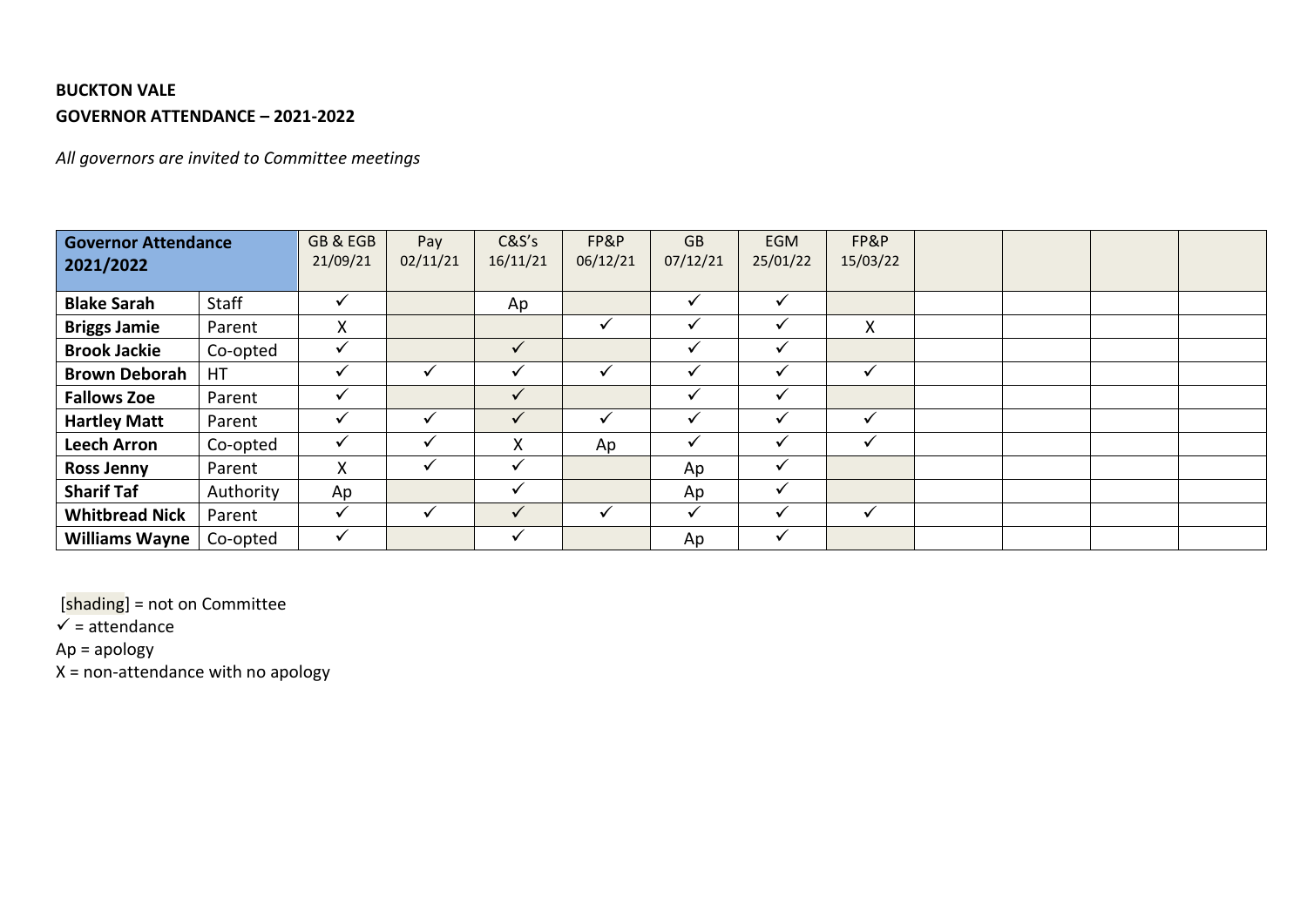**BUCKTON VALE**

**GOVERNOR ATTENDANCE – 2021-2022**

*All governors are invited to Committee meetings*

| **Governor Attendance 2021/2022** | | GB & EGB 21/09/21 | Pay 02/11/21 | C&S's 16/11/21 | FP&P 06/12/21 | GB 07/12/21 | EGM 25/01/22 | FP&P 15/03/22 | | | | |
|---|---|---|---|---|---|---|---|---|---|---|---|---|
| **Blake Sarah** | Staff | ✓ | | Ap | | ✓ | ✓ | | | | | |
| **Briggs Jamie** | Parent | X | | | ✓ | ✓ | ✓ | X | | | | |
| **Brook Jackie** | Co-opted | ✓ | | ✓ | | ✓ | ✓ | | | | | |
| **Brown Deborah** | HT | ✓ | ✓ | ✓ | ✓ | ✓ | ✓ | ✓ | | | | |
| **Fallows Zoe** | Parent | ✓ | | ✓ | | ✓ | ✓ | | | | | |
| **Hartley Matt** | Parent | ✓ | ✓ | ✓ | ✓ | ✓ | ✓ | ✓ | | | | |
| **Leech Arron** | Co-opted | ✓ | ✓ | X | Ap | ✓ | ✓ | ✓ | | | | |
| **Ross Jenny** | Parent | X | ✓ | ✓ | | Ap | ✓ | | | | | |
| **Sharif Taf** | Authority | Ap | | ✓ | | Ap | ✓ | | | | | |
| **Whitbread Nick** | Parent | ✓ | ✓ | ✓ | ✓ | ✓ | ✓ | ✓ | | | | |
| **Williams Wayne** | Co-opted | ✓ | | ✓ | | Ap | ✓ | | | | | |

[shading] = not on Committee
✓ = attendance
Ap = apology
X = non-attendance with no apology